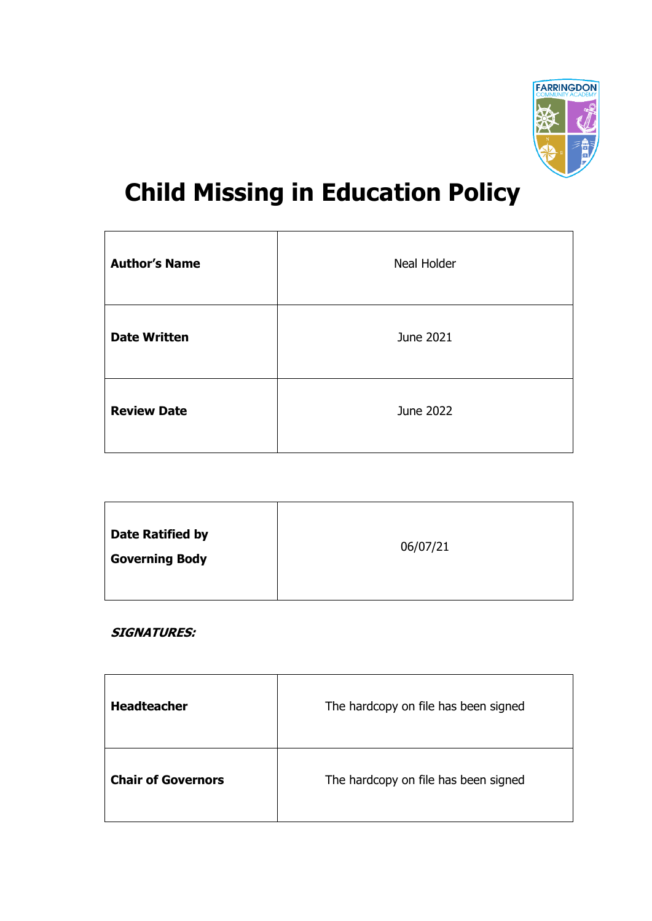# Child Missing in Education Policy

| | |
|---|---|
| **Author's Name** | Neal Holder |
| **Date Written** | June 2021 |
| **Review Date** | June 2022 |

| | |
|---|---|
| **Date Ratified by Governing Body** | 06/07/21 |

***SIGNATURES:***

| | |
|---|---|
| **Headteacher** | The hardcopy on file has been signed |
| **Chair of Governors** | The hardcopy on file has been signed |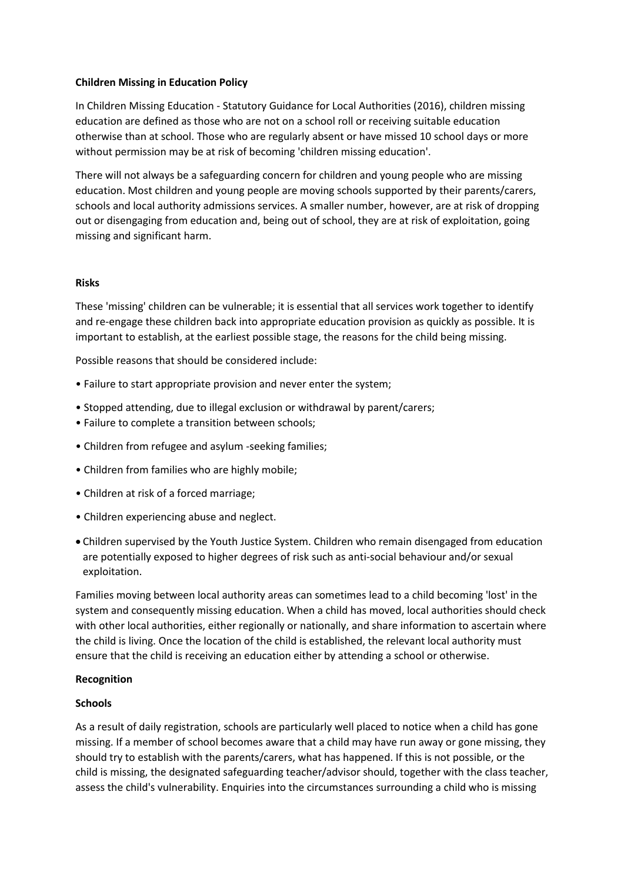**Children Missing in Education Policy**

In Children Missing Education - Statutory Guidance for Local Authorities (2016), children missing education are defined as those who are not on a school roll or receiving suitable education otherwise than at school. Those who are regularly absent or have missed 10 school days or more without permission may be at risk of becoming 'children missing education'.

There will not always be a safeguarding concern for children and young people who are missing education. Most children and young people are moving schools supported by their parents/carers, schools and local authority admissions services. A smaller number, however, are at risk of dropping out or disengaging from education and, being out of school, they are at risk of exploitation, going missing and significant harm.

**Risks**

These 'missing' children can be vulnerable; it is essential that all services work together to identify and re-engage these children back into appropriate education provision as quickly as possible. It is important to establish, at the earliest possible stage, the reasons for the child being missing.

Possible reasons that should be considered include:

- Failure to start appropriate provision and never enter the system;
- Stopped attending, due to illegal exclusion or withdrawal by parent/carers;
- Failure to complete a transition between schools;
- Children from refugee and asylum -seeking families;
- Children from families who are highly mobile;
- Children at risk of a forced marriage;
- Children experiencing abuse and neglect.
- Children supervised by the Youth Justice System. Children who remain disengaged from education are potentially exposed to higher degrees of risk such as anti-social behaviour and/or sexual exploitation.

Families moving between local authority areas can sometimes lead to a child becoming 'lost' in the system and consequently missing education. When a child has moved, local authorities should check with other local authorities, either regionally or nationally, and share information to ascertain where the child is living. Once the location of the child is established, the relevant local authority must ensure that the child is receiving an education either by attending a school or otherwise.

**Recognition**

**Schools**

As a result of daily registration, schools are particularly well placed to notice when a child has gone missing. If a member of school becomes aware that a child may have run away or gone missing, they should try to establish with the parents/carers, what has happened. If this is not possible, or the child is missing, the designated safeguarding teacher/advisor should, together with the class teacher, assess the child's vulnerability. Enquiries into the circumstances surrounding a child who is missing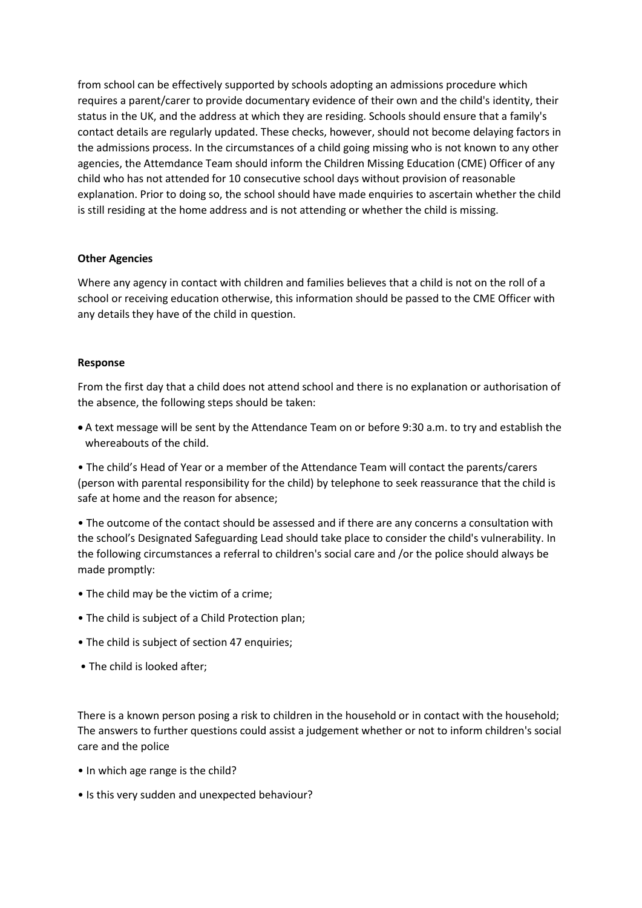from school can be effectively supported by schools adopting an admissions procedure which requires a parent/carer to provide documentary evidence of their own and the child's identity, their status in the UK, and the address at which they are residing. Schools should ensure that a family's contact details are regularly updated. These checks, however, should not become delaying factors in the admissions process. In the circumstances of a child going missing who is not known to any other agencies, the Attemdance Team should inform the Children Missing Education (CME) Officer of any child who has not attended for 10 consecutive school days without provision of reasonable explanation. Prior to doing so, the school should have made enquiries to ascertain whether the child is still residing at the home address and is not attending or whether the child is missing.

**Other Agencies**

Where any agency in contact with children and families believes that a child is not on the roll of a school or receiving education otherwise, this information should be passed to the CME Officer with any details they have of the child in question.

**Response**

From the first day that a child does not attend school and there is no explanation or authorisation of the absence, the following steps should be taken:

- A text message will be sent by the Attendance Team on or before 9:30 a.m. to try and establish the whereabouts of the child.

- The child's Head of Year or a member of the Attendance Team will contact the parents/carers (person with parental responsibility for the child) by telephone to seek reassurance that the child is safe at home and the reason for absence;

- The outcome of the contact should be assessed and if there are any concerns a consultation with the school's Designated Safeguarding Lead should take place to consider the child's vulnerability. In the following circumstances a referral to children's social care and /or the police should always be made promptly:

- The child may be the victim of a crime;

- The child is subject of a Child Protection plan;

- The child is subject of section 47 enquiries;

- The child is looked after;

There is a known person posing a risk to children in the household or in contact with the household; The answers to further questions could assist a judgement whether or not to inform children's social care and the police

- In which age range is the child?

- Is this very sudden and unexpected behaviour?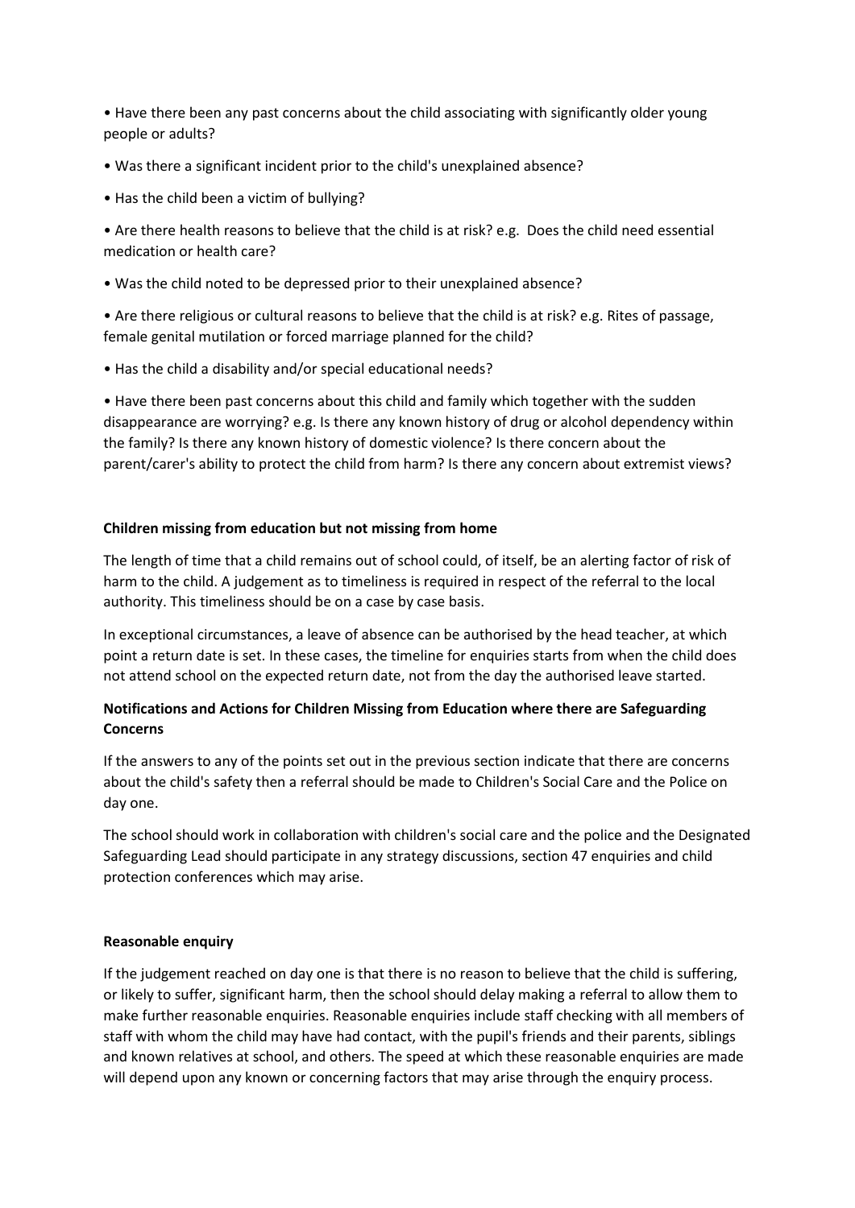- Have there been any past concerns about the child associating with significantly older young people or adults?
- Was there a significant incident prior to the child's unexplained absence?
- Has the child been a victim of bullying?
- Are there health reasons to believe that the child is at risk? e.g. Does the child need essential medication or health care?
- Was the child noted to be depressed prior to their unexplained absence?
- Are there religious or cultural reasons to believe that the child is at risk? e.g. Rites of passage, female genital mutilation or forced marriage planned for the child?
- Has the child a disability and/or special educational needs?
- Have there been past concerns about this child and family which together with the sudden disappearance are worrying? e.g. Is there any known history of drug or alcohol dependency within the family? Is there any known history of domestic violence? Is there concern about the parent/carer's ability to protect the child from harm? Is there any concern about extremist views?

**Children missing from education but not missing from home**

The length of time that a child remains out of school could, of itself, be an alerting factor of risk of harm to the child. A judgement as to timeliness is required in respect of the referral to the local authority. This timeliness should be on a case by case basis.

In exceptional circumstances, a leave of absence can be authorised by the head teacher, at which point a return date is set. In these cases, the timeline for enquiries starts from when the child does not attend school on the expected return date, not from the day the authorised leave started.

**Notifications and Actions for Children Missing from Education where there are Safeguarding Concerns**

If the answers to any of the points set out in the previous section indicate that there are concerns about the child's safety then a referral should be made to Children's Social Care and the Police on day one.

The school should work in collaboration with children's social care and the police and the Designated Safeguarding Lead should participate in any strategy discussions, section 47 enquiries and child protection conferences which may arise.

**Reasonable enquiry**

If the judgement reached on day one is that there is no reason to believe that the child is suffering, or likely to suffer, significant harm, then the school should delay making a referral to allow them to make further reasonable enquiries. Reasonable enquiries include staff checking with all members of staff with whom the child may have had contact, with the pupil's friends and their parents, siblings and known relatives at school, and others. The speed at which these reasonable enquiries are made will depend upon any known or concerning factors that may arise through the enquiry process.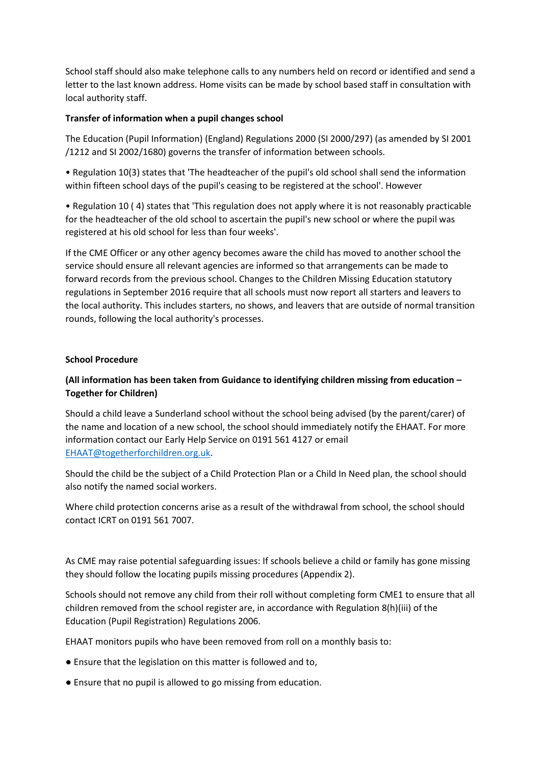School staff should also make telephone calls to any numbers held on record or identified and send a letter to the last known address. Home visits can be made by school based staff in consultation with local authority staff.

**Transfer of information when a pupil changes school**

The Education (Pupil Information) (England) Regulations 2000 (SI 2000/297) (as amended by SI 2001 /1212 and SI 2002/1680) governs the transfer of information between schools.

• Regulation 10(3) states that 'The headteacher of the pupil's old school shall send the information within fifteen school days of the pupil's ceasing to be registered at the school'. However

• Regulation 10 ( 4) states that 'This regulation does not apply where it is not reasonably practicable for the headteacher of the old school to ascertain the pupil's new school or where the pupil was registered at his old school for less than four weeks'.

If the CME Officer or any other agency becomes aware the child has moved to another school the service should ensure all relevant agencies are informed so that arrangements can be made to forward records from the previous school. Changes to the Children Missing Education statutory regulations in September 2016 require that all schools must now report all starters and leavers to the local authority. This includes starters, no shows, and leavers that are outside of normal transition rounds, following the local authority's processes.

**School Procedure**

**(All information has been taken from Guidance to identifying children missing from education – Together for Children)**

Should a child leave a Sunderland school without the school being advised (by the parent/carer) of the name and location of a new school, the school should immediately notify the EHAAT. For more information contact our Early Help Service on 0191 561 4127 or email [EHAAT@togetherforchildren.org.uk](mailto:EHAAT@togetherforchildren.org.uk).

Should the child be the subject of a Child Protection Plan or a Child In Need plan, the school should also notify the named social workers.

Where child protection concerns arise as a result of the withdrawal from school, the school should contact ICRT on 0191 561 7007.

As CME may raise potential safeguarding issues: If schools believe a child or family has gone missing they should follow the locating pupils missing procedures (Appendix 2).

Schools should not remove any child from their roll without completing form CME1 to ensure that all children removed from the school register are, in accordance with Regulation 8(h)(iii) of the Education (Pupil Registration) Regulations 2006.

EHAAT monitors pupils who have been removed from roll on a monthly basis to:

- Ensure that the legislation on this matter is followed and to,
- Ensure that no pupil is allowed to go missing from education.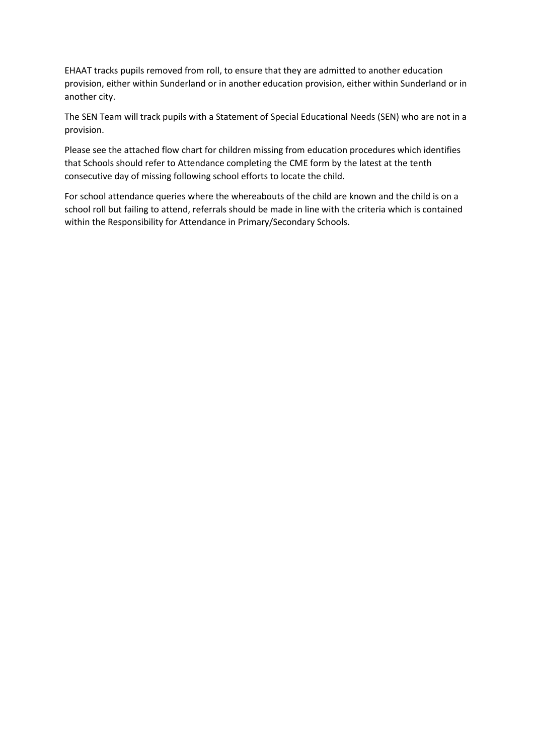EHAAT tracks pupils removed from roll, to ensure that they are admitted to another education provision, either within Sunderland or in another education provision, either within Sunderland or in another city.

The SEN Team will track pupils with a Statement of Special Educational Needs (SEN) who are not in a provision.

Please see the attached flow chart for children missing from education procedures which identifies that Schools should refer to Attendance completing the CME form by the latest at the tenth consecutive day of missing following school efforts to locate the child.

For school attendance queries where the whereabouts of the child are known and the child is on a school roll but failing to attend, referrals should be made in line with the criteria which is contained within the Responsibility for Attendance in Primary/Secondary Schools.